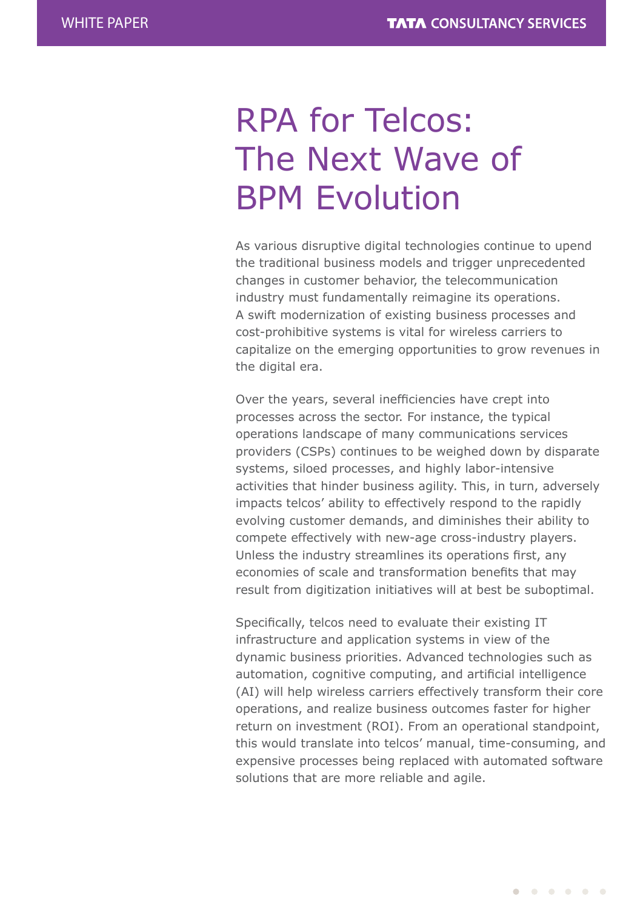# RPA for Telcos: The Next Wave of BPM Evolution

As various disruptive digital technologies continue to upend the traditional business models and trigger unprecedented changes in customer behavior, the telecommunication industry must fundamentally reimagine its operations. A swift modernization of existing business processes and cost-prohibitive systems is vital for wireless carriers to capitalize on the emerging opportunities to grow revenues in the digital era.

Over the years, several inefficiencies have crept into processes across the sector. For instance, the typical operations landscape of many communications services providers (CSPs) continues to be weighed down by disparate systems, siloed processes, and highly labor-intensive activities that hinder business agility. This, in turn, adversely impacts telcos' ability to effectively respond to the rapidly evolving customer demands, and diminishes their ability to compete effectively with new-age cross-industry players. Unless the industry streamlines its operations first, any economies of scale and transformation benefits that may result from digitization initiatives will at best be suboptimal.

Specifically, telcos need to evaluate their existing IT infrastructure and application systems in view of the dynamic business priorities. Advanced technologies such as automation, cognitive computing, and artificial intelligence (AI) will help wireless carriers effectively transform their core operations, and realize business outcomes faster for higher return on investment (ROI). From an operational standpoint, this would translate into telcos' manual, time-consuming, and expensive processes being replaced with automated software solutions that are more reliable and agile.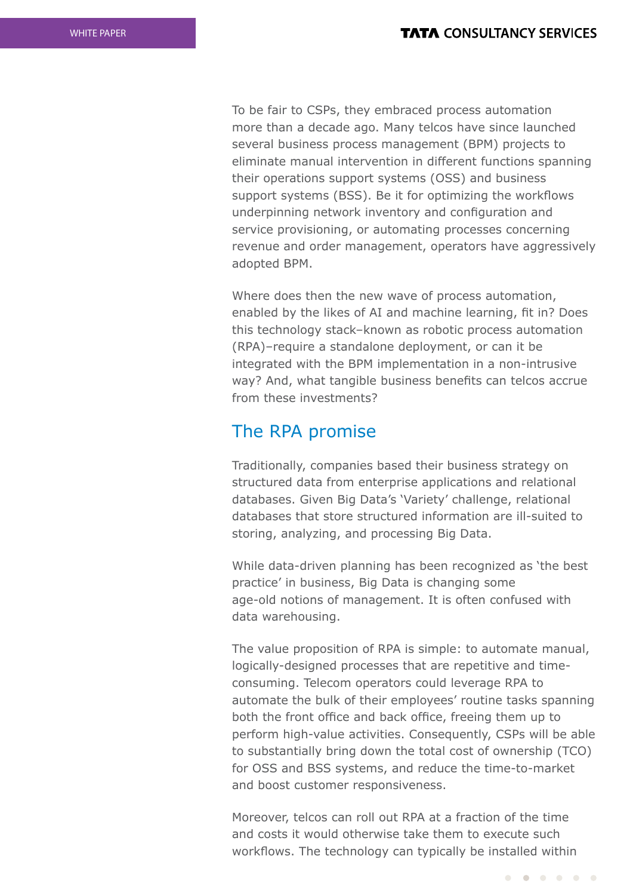To be fair to CSPs, they embraced process automation more than a decade ago. Many telcos have since launched several business process management (BPM) projects to eliminate manual intervention in different functions spanning their operations support systems (OSS) and business support systems (BSS). Be it for optimizing the workflows underpinning network inventory and configuration and service provisioning, or automating processes concerning revenue and order management, operators have aggressively adopted BPM.

Where does then the new wave of process automation, enabled by the likes of AI and machine learning, fit in? Does this technology stack–known as robotic process automation (RPA)–require a standalone deployment, or can it be integrated with the BPM implementation in a non-intrusive way? And, what tangible business benefits can telcos accrue from these investments?

## The RPA promise

Traditionally, companies based their business strategy on structured data from enterprise applications and relational databases. Given Big Data's 'Variety' challenge, relational databases that store structured information are ill-suited to storing, analyzing, and processing Big Data.

While data-driven planning has been recognized as 'the best practice' in business, Big Data is changing some age-old notions of management. It is often confused with data warehousing.

The value proposition of RPA is simple: to automate manual, logically-designed processes that are repetitive and time-consuming. Telecom operators could leverage RPA to automate the bulk of their employees' routine tasks spanning both the front office and back office, freeing them up to perform high-value activities. Consequently, CSPs will be able to substantially bring down the total cost of ownership (TCO) for OSS and BSS systems, and reduce the time-to-market and boost customer responsiveness.

Moreover, telcos can roll out RPA at a fraction of the time and costs it would otherwise take them to execute such workflows. The technology can typically be installed within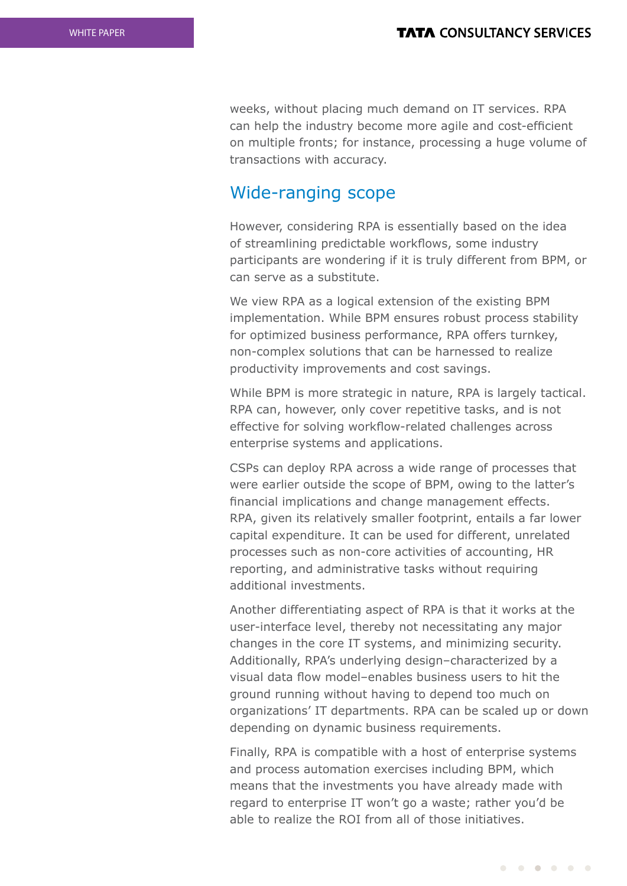weeks, without placing much demand on IT services. RPA can help the industry become more agile and cost-efficient on multiple fronts; for instance, processing a huge volume of transactions with accuracy.

## Wide-ranging scope

However, considering RPA is essentially based on the idea of streamlining predictable workflows, some industry participants are wondering if it is truly different from BPM, or can serve as a substitute.

We view RPA as a logical extension of the existing BPM implementation. While BPM ensures robust process stability for optimized business performance, RPA offers turnkey, non-complex solutions that can be harnessed to realize productivity improvements and cost savings.

While BPM is more strategic in nature, RPA is largely tactical. RPA can, however, only cover repetitive tasks, and is not effective for solving workflow-related challenges across enterprise systems and applications.

CSPs can deploy RPA across a wide range of processes that were earlier outside the scope of BPM, owing to the latter's financial implications and change management effects. RPA, given its relatively smaller footprint, entails a far lower capital expenditure. It can be used for different, unrelated processes such as non-core activities of accounting, HR reporting, and administrative tasks without requiring additional investments.

Another differentiating aspect of RPA is that it works at the user-interface level, thereby not necessitating any major changes in the core IT systems, and minimizing security. Additionally, RPA's underlying design–characterized by a visual data flow model–enables business users to hit the ground running without having to depend too much on organizations' IT departments. RPA can be scaled up or down depending on dynamic business requirements.

Finally, RPA is compatible with a host of enterprise systems and process automation exercises including BPM, which means that the investments you have already made with regard to enterprise IT won't go a waste; rather you'd be able to realize the ROI from all of those initiatives.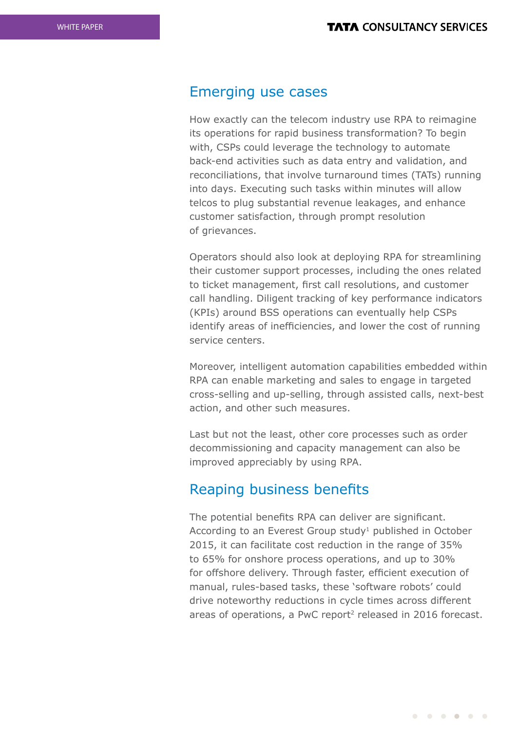## Emerging use cases

How exactly can the telecom industry use RPA to reimagine its operations for rapid business transformation? To begin with, CSPs could leverage the technology to automate back-end activities such as data entry and validation, and reconciliations, that involve turnaround times (TATs) running into days. Executing such tasks within minutes will allow telcos to plug substantial revenue leakages, and enhance customer satisfaction, through prompt resolution of grievances.

Operators should also look at deploying RPA for streamlining their customer support processes, including the ones related to ticket management, first call resolutions, and customer call handling. Diligent tracking of key performance indicators (KPIs) around BSS operations can eventually help CSPs identify areas of inefficiencies, and lower the cost of running service centers.

Moreover, intelligent automation capabilities embedded within RPA can enable marketing and sales to engage in targeted cross-selling and up-selling, through assisted calls, next-best action, and other such measures.

Last but not the least, other core processes such as order decommissioning and capacity management can also be improved appreciably by using RPA.

## Reaping business benefits

The potential benefits RPA can deliver are significant. According to an Everest Group study[1] published in October 2015, it can facilitate cost reduction in the range of 35% to 65% for onshore process operations, and up to 30% for offshore delivery. Through faster, efficient execution of manual, rules-based tasks, these 'software robots' could drive noteworthy reductions in cycle times across different areas of operations, a PwC report[2] released in 2016 forecast.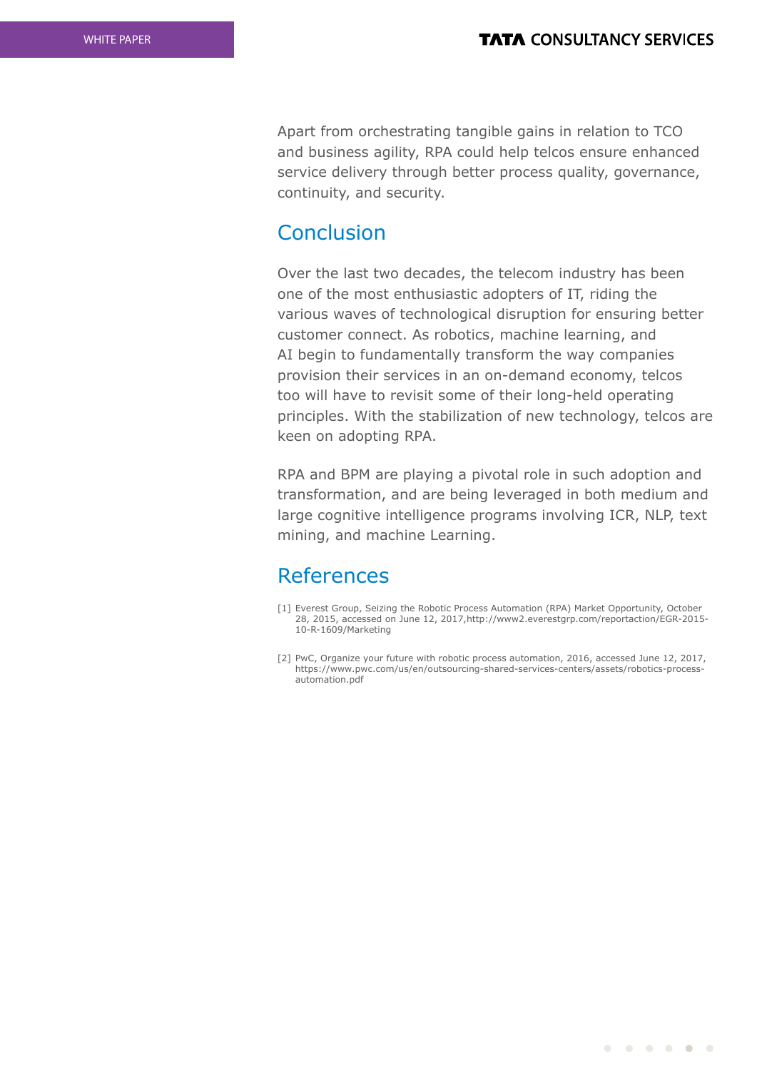Apart from orchestrating tangible gains in relation to TCO and business agility, RPA could help telcos ensure enhanced service delivery through better process quality, governance, continuity, and security.

## Conclusion

Over the last two decades, the telecom industry has been one of the most enthusiastic adopters of IT, riding the various waves of technological disruption for ensuring better customer connect. As robotics, machine learning, and AI begin to fundamentally transform the way companies provision their services in an on-demand economy, telcos too will have to revisit some of their long-held operating principles. With the stabilization of new technology, telcos are keen on adopting RPA.

RPA and BPM are playing a pivotal role in such adoption and transformation, and are being leveraged in both medium and large cognitive intelligence programs involving ICR, NLP, text mining, and machine Learning.

## References

[1] Everest Group, Seizing the Robotic Process Automation (RPA) Market Opportunity, October 28, 2015, accessed on June 12, 2017,http://www2.everestgrp.com/reportaction/EGR-2015-10-R-1609/Marketing

[2] PwC, Organize your future with robotic process automation, 2016, accessed June 12, 2017, https://www.pwc.com/us/en/outsourcing-shared-services-centers/assets/robotics-process-automation.pdf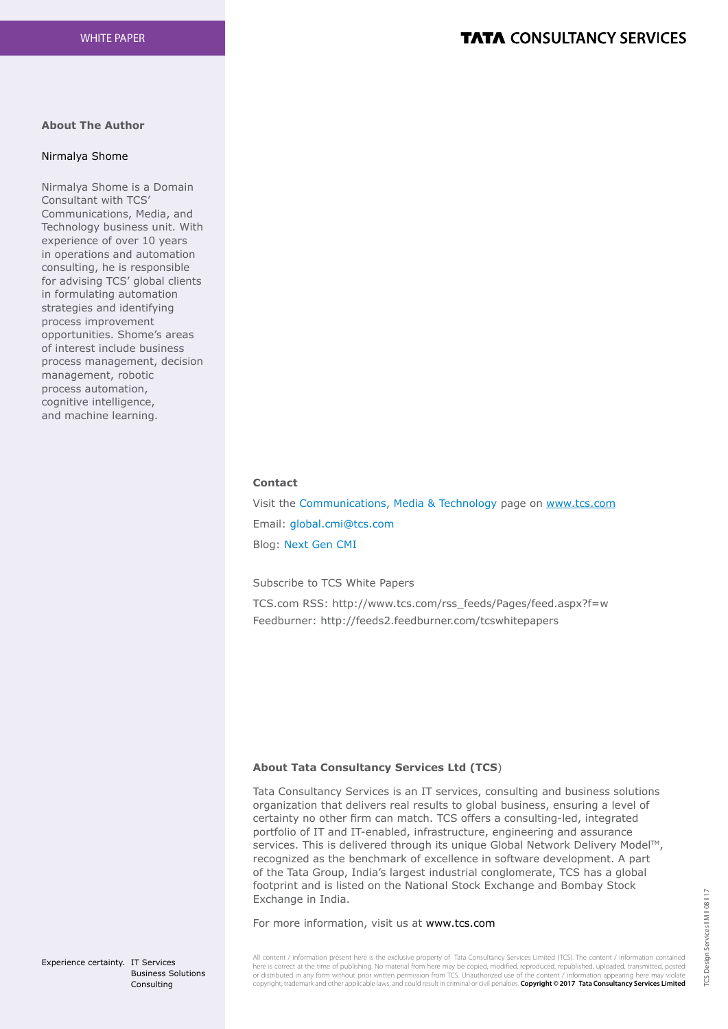## About The Author

Nirmalya Shome

Nirmalya Shome is a Domain Consultant with TCS' Communications, Media, and Technology business unit. With experience of over 10 years in operations and automation consulting, he is responsible for advising TCS' global clients in formulating automation strategies and identifying process improvement opportunities. Shome's areas of interest include business process management, decision management, robotic process automation, cognitive intelligence, and machine learning.

## Contact

Visit the Communications, Media & Technology page on www.tcs.com

Email: global.cmi@tcs.com

Blog: Next Gen CMI

Subscribe to TCS White Papers

TCS.com RSS: http://www.tcs.com/rss_feeds/Pages/feed.aspx?f=w

Feedburner: http://feeds2.feedburner.com/tcswhitepapers

## About Tata Consultancy Services Ltd (TCS)

Tata Consultancy Services is an IT services, consulting and business solutions organization that delivers real results to global business, ensuring a level of certainty no other firm can match. TCS offers a consulting-led, integrated portfolio of IT and IT-enabled, infrastructure, engineering and assurance services. This is delivered through its unique Global Network Delivery Model™, recognized as the benchmark of excellence in software development. A part of the Tata Group, India's largest industrial conglomerate, TCS has a global footprint and is listed on the National Stock Exchange and Bombay Stock Exchange in India.

For more information, visit us at www.tcs.com

Experience certainty. IT Services
Business Solutions
Consulting

All content / information present here is the exclusive property of Tata Consultancy Services Limited (TCS). The content / information contained here is correct at the time of publishing. No material from here may be copied, modified, reproduced, republished, uploaded, transmitted, posted or distributed in any form without prior written permission from TCS. Unauthorized use of the content / information appearing here may violate copyright, trademark and other applicable laws, and could result in criminal or civil penalties. **Copyright © 2017 Tata Consultancy Services Limited**

TCS Design Services | M | 08 | 17